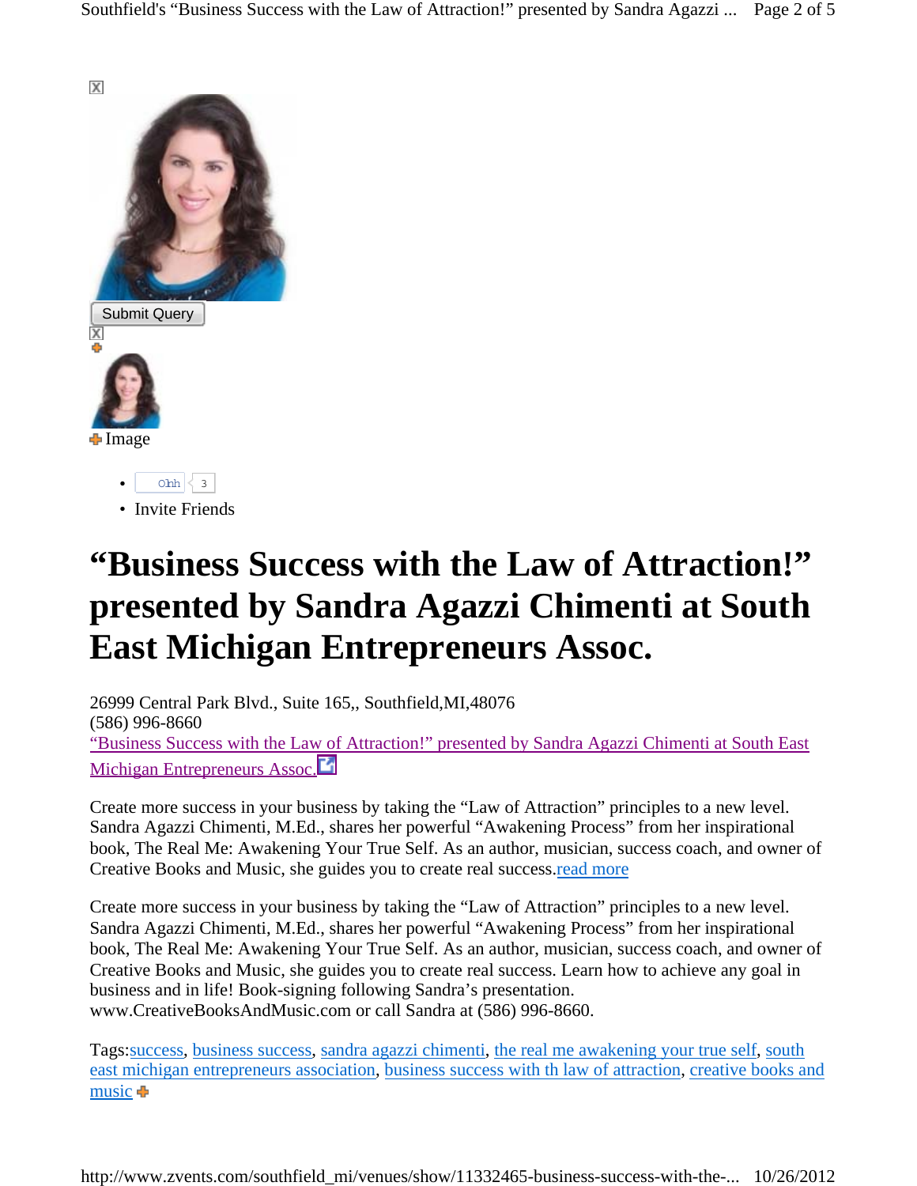Submit Query

Image

- 
- Invite Friends

# "Business Success with the Law of Attraction!" presented by Sandra Agazzi Chimenti at South East Michigan Entrepreneurs Assoc.

26999 Central Park Blvd., Suite 165,, Southfield,MI,48076
(586) 996-8660
"Business Success with the Law of Attraction!" presented by Sandra Agazzi Chimenti at South East Michigan Entrepreneurs Assoc.

Create more success in your business by taking the "Law of Attraction" principles to a new level. Sandra Agazzi Chimenti, M.Ed., shares her powerful "Awakening Process" from her inspirational book, The Real Me: Awakening Your True Self. As an author, musician, success coach, and owner of Creative Books and Music, she guides you to create real success.read more

Create more success in your business by taking the "Law of Attraction" principles to a new level. Sandra Agazzi Chimenti, M.Ed., shares her powerful "Awakening Process" from her inspirational book, The Real Me: Awakening Your True Self. As an author, musician, success coach, and owner of Creative Books and Music, she guides you to create real success. Learn how to achieve any goal in business and in life! Book-signing following Sandra's presentation. www.CreativeBooksAndMusic.com or call Sandra at (586) 996-8660.

Tags:success, business success, sandra agazzi chimenti, the real me awakening your true self, south east michigan entrepreneurs association, business success with th law of attraction, creative books and music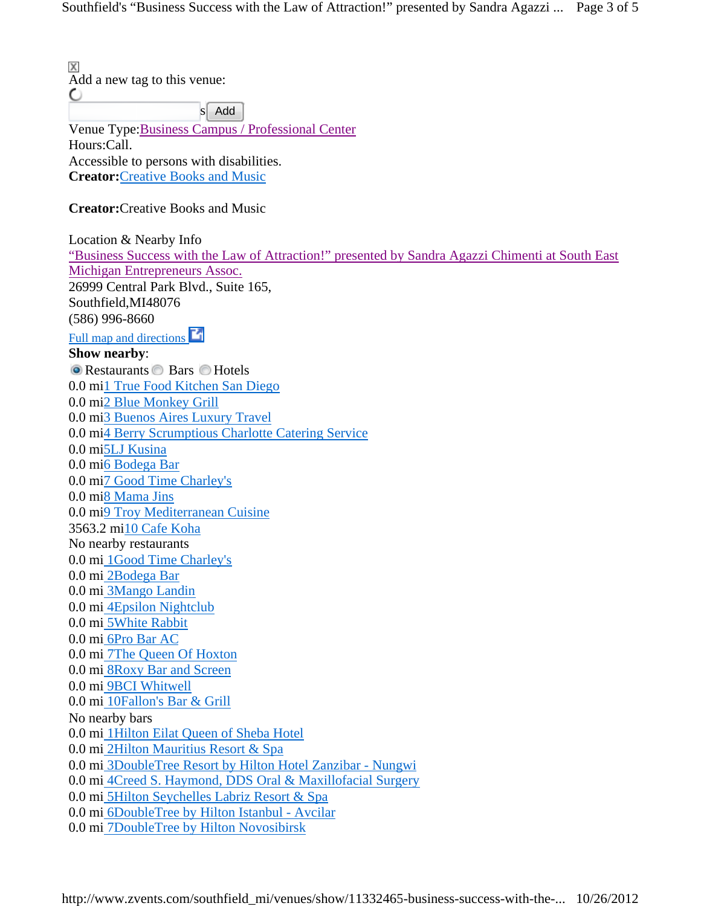Add a new tag to this venue:

s Add

Venue Type:Business Campus / Professional Center
Hours:Call.
Accessible to persons with disabilities.
**Creator:**Creative Books and Music

**Creator:**Creative Books and Music

Location & Nearby Info
“Business Success with the Law of Attraction!” presented by Sandra Agazzi Chimenti at South East Michigan Entrepreneurs Assoc.
26999 Central Park Blvd., Suite 165,
Southfield,MI48076
(586) 996-8660
Full map and directions
**Show nearby**:
Restaurants Bars Hotels
0.0 mi1 True Food Kitchen San Diego
0.0 mi2 Blue Monkey Grill
0.0 mi3 Buenos Aires Luxury Travel
0.0 mi4 Berry Scrumptious Charlotte Catering Service
0.0 mi5LJ Kusina
0.0 mi6 Bodega Bar
0.0 mi7 Good Time Charley's
0.0 mi8 Mama Jins
0.0 mi9 Troy Mediterranean Cuisine
3563.2 mi10 Cafe Koha
No nearby restaurants
0.0 mi 1Good Time Charley's
0.0 mi 2Bodega Bar
0.0 mi 3Mango Landin
0.0 mi 4Epsilon Nightclub
0.0 mi 5White Rabbit
0.0 mi 6Pro Bar AC
0.0 mi 7The Queen Of Hoxton
0.0 mi 8Roxy Bar and Screen
0.0 mi 9BCI Whitwell
0.0 mi 10Fallon's Bar & Grill
No nearby bars
0.0 mi 1Hilton Eilat Queen of Sheba Hotel
0.0 mi 2Hilton Mauritius Resort & Spa
0.0 mi 3DoubleTree Resort by Hilton Hotel Zanzibar - Nungwi
0.0 mi 4Creed S. Haymond, DDS Oral & Maxillofacial Surgery
0.0 mi 5Hilton Seychelles Labriz Resort & Spa
0.0 mi 6DoubleTree by Hilton Istanbul - Avcilar
0.0 mi 7DoubleTree by Hilton Novosibirsk